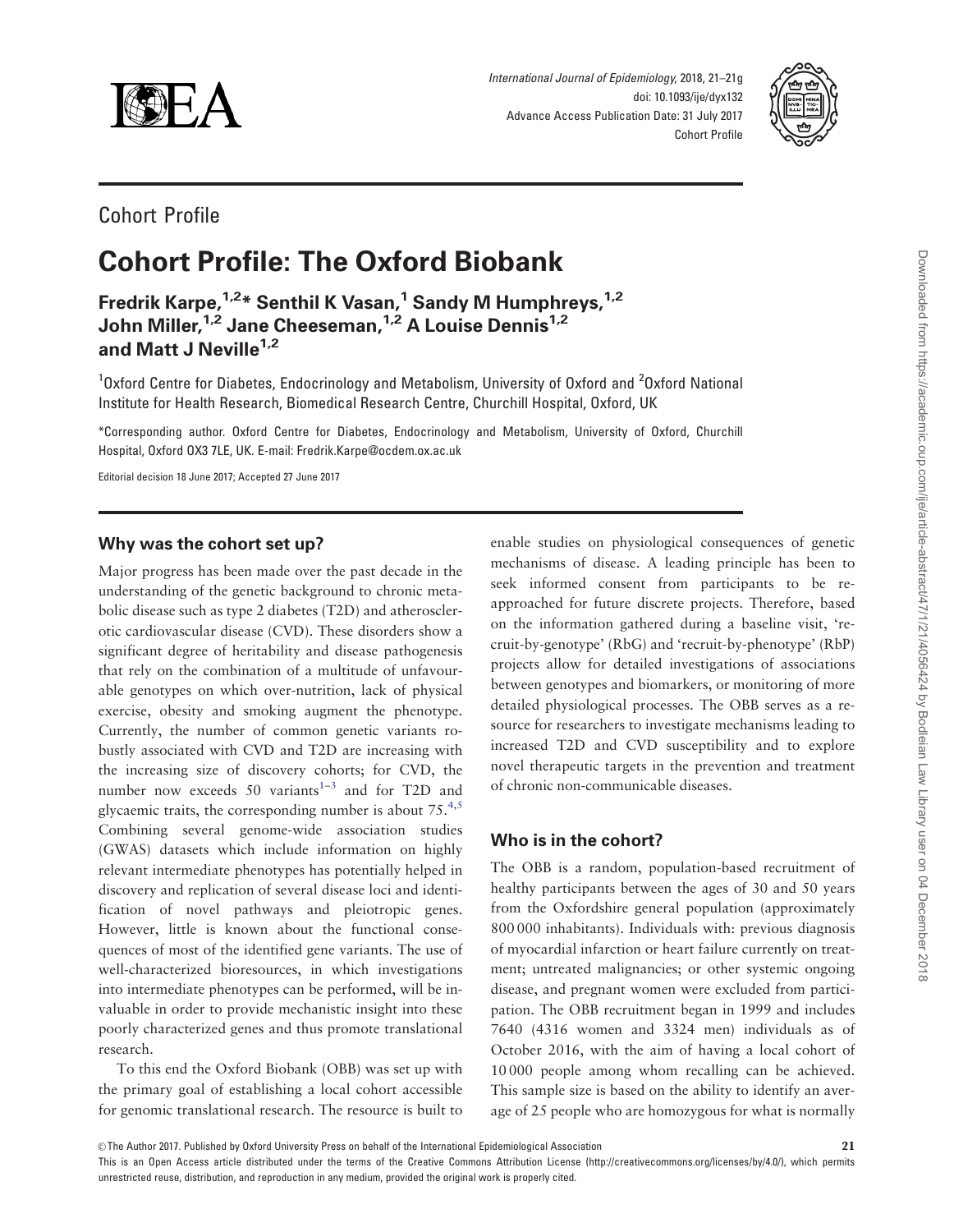Cohort Profile

# Cohort Profile: The Oxford Biobank

**Fredrik Karpe,[1,2]* Senthil K Vasan,[1] Sandy M Humphreys,[1,2] John Miller,[1,2] Jane Cheeseman,[1,2] A Louise Dennis[1,2] and Matt J Neville[1,2]**

[1]Oxford Centre for Diabetes, Endocrinology and Metabolism, University of Oxford and [2]Oxford National Institute for Health Research, Biomedical Research Centre, Churchill Hospital, Oxford, UK

*Corresponding author. Oxford Centre for Diabetes, Endocrinology and Metabolism, University of Oxford, Churchill Hospital, Oxford OX3 7LE, UK. E-mail: Fredrik.Karpe@ocdem.ox.ac.uk

Editorial decision 18 June 2017; Accepted 27 June 2017

## Why was the cohort set up?

Major progress has been made over the past decade in the understanding of the genetic background to chronic metabolic disease such as type 2 diabetes (T2D) and atherosclerotic cardiovascular disease (CVD). These disorders show a significant degree of heritability and disease pathogenesis that rely on the combination of a multitude of unfavourable genotypes on which over-nutrition, lack of physical exercise, obesity and smoking augment the phenotype. Currently, the number of common genetic variants robustly associated with CVD and T2D are increasing with the increasing size of discovery cohorts; for CVD, the number now exceeds 50 variants[1–3] and for T2D and glycaemic traits, the corresponding number is about 75.[4,5] Combining several genome-wide association studies (GWAS) datasets which include information on highly relevant intermediate phenotypes has potentially helped in discovery and replication of several disease loci and identification of novel pathways and pleiotropic genes. However, little is known about the functional consequences of most of the identified gene variants. The use of well-characterized bioresources, in which investigations into intermediate phenotypes can be performed, will be invaluable in order to provide mechanistic insight into these poorly characterized genes and thus promote translational research.

To this end the Oxford Biobank (OBB) was set up with the primary goal of establishing a local cohort accessible for genomic translational research. The resource is built to enable studies on physiological consequences of genetic mechanisms of disease. A leading principle has been to seek informed consent from participants to be re-approached for future discrete projects. Therefore, based on the information gathered during a baseline visit, 'recruit-by-genotype' (RbG) and 'recruit-by-phenotype' (RbP) projects allow for detailed investigations of associations between genotypes and biomarkers, or monitoring of more detailed physiological processes. The OBB serves as a resource for researchers to investigate mechanisms leading to increased T2D and CVD susceptibility and to explore novel therapeutic targets in the prevention and treatment of chronic non-communicable diseases.

## Who is in the cohort?

The OBB is a random, population-based recruitment of healthy participants between the ages of 30 and 50 years from the Oxfordshire general population (approximately 800 000 inhabitants). Individuals with: previous diagnosis of myocardial infarction or heart failure currently on treatment; untreated malignancies; or other systemic ongoing disease, and pregnant women were excluded from participation. The OBB recruitment began in 1999 and includes 7640 (4316 women and 3324 men) individuals as of October 2016, with the aim of having a local cohort of 10 000 people among whom recalling can be achieved. This sample size is based on the ability to identify an average of 25 people who are homozygous for what is normally

© The Author 2017. Published by Oxford University Press on behalf of the International Epidemiological Association

This is an Open Access article distributed under the terms of the Creative Commons Attribution License (http://creativecommons.org/licenses/by/4.0/), which permits unrestricted reuse, distribution, and reproduction in any medium, provided the original work is properly cited.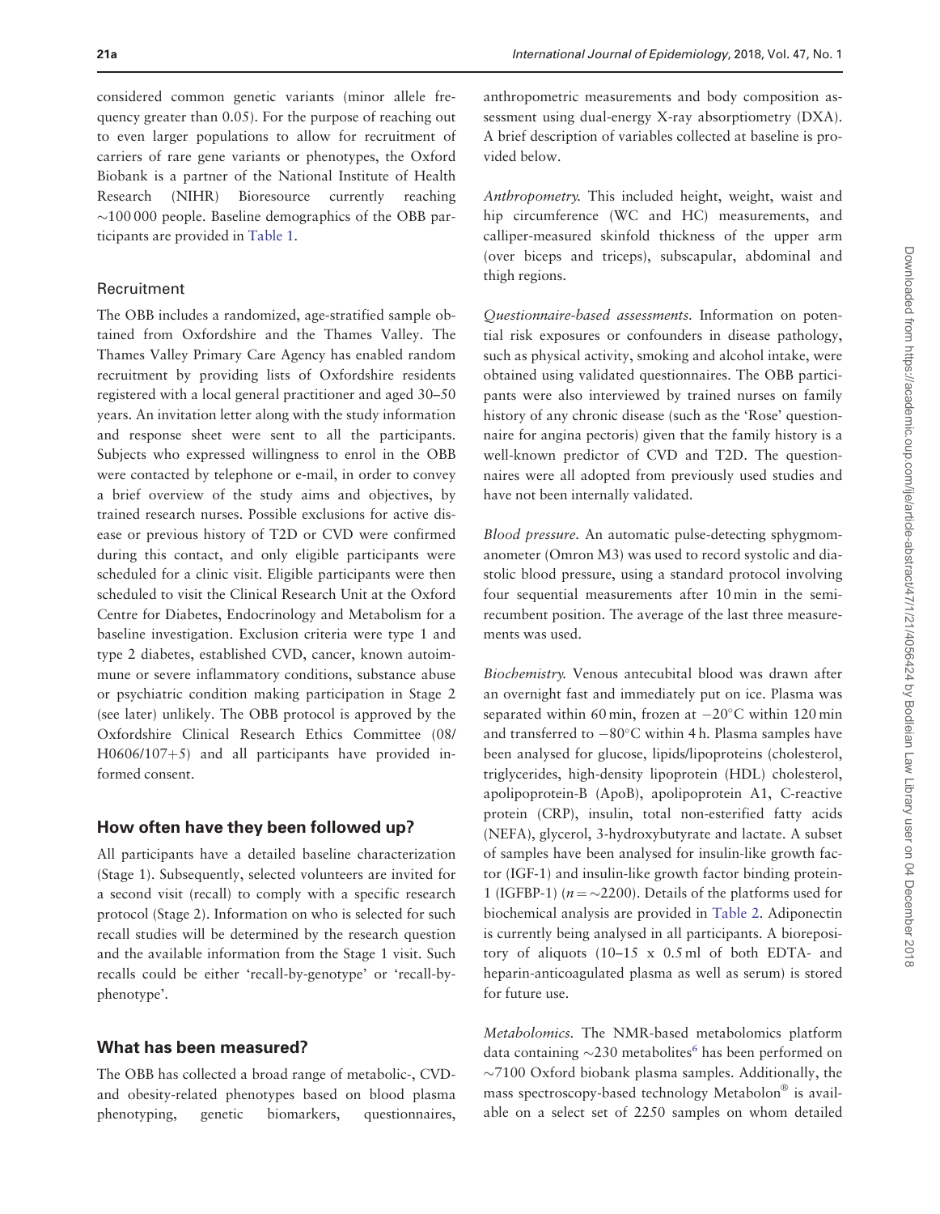considered common genetic variants (minor allele frequency greater than 0.05). For the purpose of reaching out to even larger populations to allow for recruitment of carriers of rare gene variants or phenotypes, the Oxford Biobank is a partner of the National Institute of Health Research (NIHR) Bioresource currently reaching ~100 000 people. Baseline demographics of the OBB participants are provided in Table 1.

### Recruitment

The OBB includes a randomized, age-stratified sample obtained from Oxfordshire and the Thames Valley. The Thames Valley Primary Care Agency has enabled random recruitment by providing lists of Oxfordshire residents registered with a local general practitioner and aged 30–50 years. An invitation letter along with the study information and response sheet were sent to all the participants. Subjects who expressed willingness to enrol in the OBB were contacted by telephone or e-mail, in order to convey a brief overview of the study aims and objectives, by trained research nurses. Possible exclusions for active disease or previous history of T2D or CVD were confirmed during this contact, and only eligible participants were scheduled for a clinic visit. Eligible participants were then scheduled to visit the Clinical Research Unit at the Oxford Centre for Diabetes, Endocrinology and Metabolism for a baseline investigation. Exclusion criteria were type 1 and type 2 diabetes, established CVD, cancer, known autoimmune or severe inflammatory conditions, substance abuse or psychiatric condition making participation in Stage 2 (see later) unlikely. The OBB protocol is approved by the Oxfordshire Clinical Research Ethics Committee (08/H0606/107+5) and all participants have provided informed consent.

## How often have they been followed up?

All participants have a detailed baseline characterization (Stage 1). Subsequently, selected volunteers are invited for a second visit (recall) to comply with a specific research protocol (Stage 2). Information on who is selected for such recall studies will be determined by the research question and the available information from the Stage 1 visit. Such recalls could be either 'recall-by-genotype' or 'recall-by-phenotype'.

## What has been measured?

The OBB has collected a broad range of metabolic-, CVD- and obesity-related phenotypes based on blood plasma phenotyping, genetic biomarkers, questionnaires, anthropometric measurements and body composition assessment using dual-energy X-ray absorptiometry (DXA). A brief description of variables collected at baseline is provided below.

*Anthropometry.* This included height, weight, waist and hip circumference (WC and HC) measurements, and calliper-measured skinfold thickness of the upper arm (over biceps and triceps), subscapular, abdominal and thigh regions.

*Questionnaire-based assessments.* Information on potential risk exposures or confounders in disease pathology, such as physical activity, smoking and alcohol intake, were obtained using validated questionnaires. The OBB participants were also interviewed by trained nurses on family history of any chronic disease (such as the 'Rose' questionnaire for angina pectoris) given that the family history is a well-known predictor of CVD and T2D. The questionnaires were all adopted from previously used studies and have not been internally validated.

*Blood pressure.* An automatic pulse-detecting sphygmomanometer (Omron M3) was used to record systolic and diastolic blood pressure, using a standard protocol involving four sequential measurements after 10 min in the semi-recumbent position. The average of the last three measurements was used.

*Biochemistry.* Venous antecubital blood was drawn after an overnight fast and immediately put on ice. Plasma was separated within 60 min, frozen at $-20^{\circ}$C within 120 min and transferred to $-80^{\circ}$C within 4 h. Plasma samples have been analysed for glucose, lipids/lipoproteins (cholesterol, triglycerides, high-density lipoprotein (HDL) cholesterol, apolipoprotein-B (ApoB), apolipoprotein A1, C-reactive protein (CRP), insulin, total non-esterified fatty acids (NEFA), glycerol, 3-hydroxybutyrate and lactate. A subset of samples have been analysed for insulin-like growth factor (IGF-1) and insulin-like growth factor binding protein-1 (IGFBP-1) ($n = \sim 2200$). Details of the platforms used for biochemical analysis are provided in Table 2. Adiponectin is currently being analysed in all participants. A biorepository of aliquots (10–15 x 0.5 ml of both EDTA- and heparin-anticoagulated plasma as well as serum) is stored for future use.

*Metabolomics.* The NMR-based metabolomics platform data containing ~230 metabolites[6] has been performed on ~7100 Oxford biobank plasma samples. Additionally, the mass spectroscopy-based technology Metabolon® is available on a select set of 2250 samples on whom detailed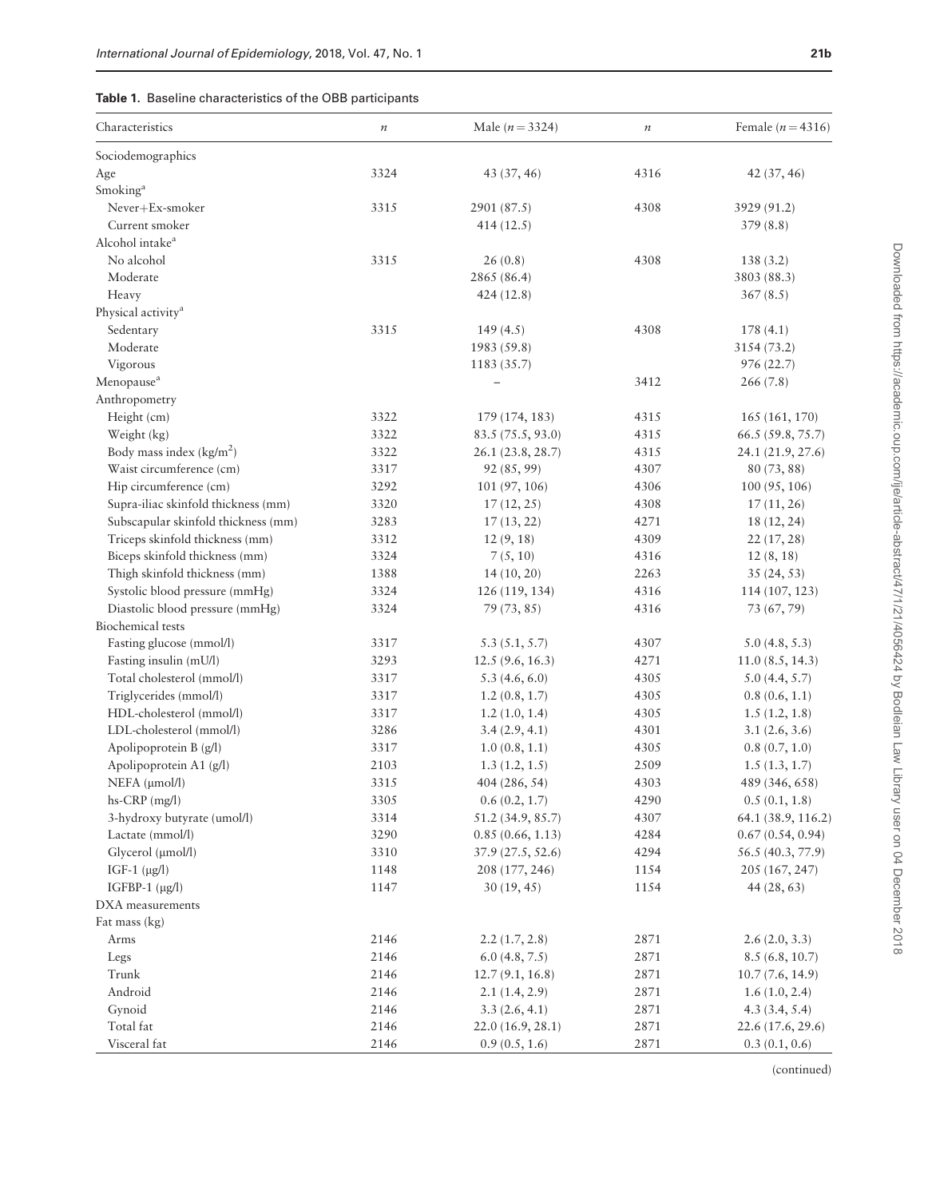**Table 1.** Baseline characteristics of the OBB participants

| Characteristics | $n$ | Male ($n = 3324$) | $n$ | Female ($n = 4316$) |
|---|---|---|---|---|
| Sociodemographics | | | | |
| Age | 3324 | 43 (37, 46) | 4316 | 42 (37, 46) |
| Smoking[a] | | | | |
| Never+Ex-smoker | 3315 | 2901 (87.5) | 4308 | 3929 (91.2) |
| Current smoker | | 414 (12.5) | | 379 (8.8) |
| Alcohol intake[a] | | | | |
| No alcohol | 3315 | 26 (0.8) | 4308 | 138 (3.2) |
| Moderate | | 2865 (86.4) | | 3803 (88.3) |
| Heavy | | 424 (12.8) | | 367 (8.5) |
| Physical activity[a] | | | | |
| Sedentary | 3315 | 149 (4.5) | 4308 | 178 (4.1) |
| Moderate | | 1983 (59.8) | | 3154 (73.2) |
| Vigorous | | 1183 (35.7) | | 976 (22.7) |
| Menopause[a] | | – | 3412 | 266 (7.8) |
| Anthropometry | | | | |
| Height (cm) | 3322 | 179 (174, 183) | 4315 | 165 (161, 170) |
| Weight (kg) | 3322 | 83.5 (75.5, 93.0) | 4315 | 66.5 (59.8, 75.7) |
| Body mass index (kg/m$^2$) | 3322 | 26.1 (23.8, 28.7) | 4315 | 24.1 (21.9, 27.6) |
| Waist circumference (cm) | 3317 | 92 (85, 99) | 4307 | 80 (73, 88) |
| Hip circumference (cm) | 3292 | 101 (97, 106) | 4306 | 100 (95, 106) |
| Supra-iliac skinfold thickness (mm) | 3320 | 17 (12, 25) | 4308 | 17 (11, 26) |
| Subscapular skinfold thickness (mm) | 3283 | 17 (13, 22) | 4271 | 18 (12, 24) |
| Triceps skinfold thickness (mm) | 3312 | 12 (9, 18) | 4309 | 22 (17, 28) |
| Biceps skinfold thickness (mm) | 3324 | 7 (5, 10) | 4316 | 12 (8, 18) |
| Thigh skinfold thickness (mm) | 1388 | 14 (10, 20) | 2263 | 35 (24, 53) |
| Systolic blood pressure (mmHg) | 3324 | 126 (119, 134) | 4316 | 114 (107, 123) |
| Diastolic blood pressure (mmHg) | 3324 | 79 (73, 85) | 4316 | 73 (67, 79) |
| Biochemical tests | | | | |
| Fasting glucose (mmol/l) | 3317 | 5.3 (5.1, 5.7) | 4307 | 5.0 (4.8, 5.3) |
| Fasting insulin (mU/l) | 3293 | 12.5 (9.6, 16.3) | 4271 | 11.0 (8.5, 14.3) |
| Total cholesterol (mmol/l) | 3317 | 5.3 (4.6, 6.0) | 4305 | 5.0 (4.4, 5.7) |
| Triglycerides (mmol/l) | 3317 | 1.2 (0.8, 1.7) | 4305 | 0.8 (0.6, 1.1) |
| HDL-cholesterol (mmol/l) | 3317 | 1.2 (1.0, 1.4) | 4305 | 1.5 (1.2, 1.8) |
| LDL-cholesterol (mmol/l) | 3286 | 3.4 (2.9, 4.1) | 4301 | 3.1 (2.6, 3.6) |
| Apolipoprotein B (g/l) | 3317 | 1.0 (0.8, 1.1) | 4305 | 0.8 (0.7, 1.0) |
| Apolipoprotein A1 (g/l) | 2103 | 1.3 (1.2, 1.5) | 2509 | 1.5 (1.3, 1.7) |
| NEFA (μmol/l) | 3315 | 404 (286, 54) | 4303 | 489 (346, 658) |
| hs-CRP (mg/l) | 3305 | 0.6 (0.2, 1.7) | 4290 | 0.5 (0.1, 1.8) |
| 3-hydroxy butyrate (umol/l) | 3314 | 51.2 (34.9, 85.7) | 4307 | 64.1 (38.9, 116.2) |
| Lactate (mmol/l) | 3290 | 0.85 (0.66, 1.13) | 4284 | 0.67 (0.54, 0.94) |
| Glycerol (μmol/l) | 3310 | 37.9 (27.5, 52.6) | 4294 | 56.5 (40.3, 77.9) |
| IGF-1 (μg/l) | 1148 | 208 (177, 246) | 1154 | 205 (167, 247) |
| IGFBP-1 (μg/l) | 1147 | 30 (19, 45) | 1154 | 44 (28, 63) |
| DXA measurements | | | | |
| Fat mass (kg) | | | | |
| Arms | 2146 | 2.2 (1.7, 2.8) | 2871 | 2.6 (2.0, 3.3) |
| Legs | 2146 | 6.0 (4.8, 7.5) | 2871 | 8.5 (6.8, 10.7) |
| Trunk | 2146 | 12.7 (9.1, 16.8) | 2871 | 10.7 (7.6, 14.9) |
| Android | 2146 | 2.1 (1.4, 2.9) | 2871 | 1.6 (1.0, 2.4) |
| Gynoid | 2146 | 3.3 (2.6, 4.1) | 2871 | 4.3 (3.4, 5.4) |
| Total fat | 2146 | 22.0 (16.9, 28.1) | 2871 | 22.6 (17.6, 29.6) |
| Visceral fat | 2146 | 0.9 (0.5, 1.6) | 2871 | 0.3 (0.1, 0.6) |

(continued)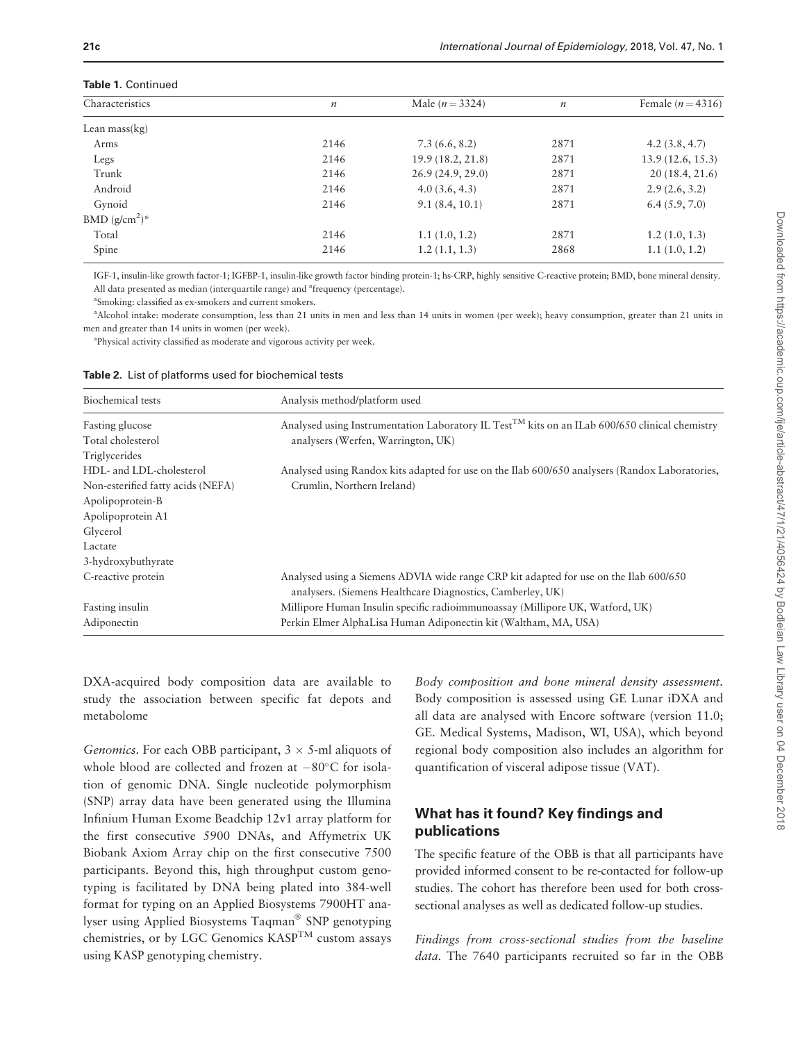**Table 1.** Continued

| Characteristics | $n$ | Male ($n = 3324$) | $n$ | Female ($n = 4316$) |
|---|---|---|---|---|
| Lean mass(kg) | | | | |
| Arms | 2146 | 7.3 (6.6, 8.2) | 2871 | 4.2 (3.8, 4.7) |
| Legs | 2146 | 19.9 (18.2, 21.8) | 2871 | 13.9 (12.6, 15.3) |
| Trunk | 2146 | 26.9 (24.9, 29.0) | 2871 | 20 (18.4, 21.6) |
| Android | 2146 | 4.0 (3.6, 4.3) | 2871 | 2.9 (2.6, 3.2) |
| Gynoid | 2146 | 9.1 (8.4, 10.1) | 2871 | 6.4 (5.9, 7.0) |
| BMD (g/cm$^2$)* | | | | |
| Total | 2146 | 1.1 (1.0, 1.2) | 2871 | 1.2 (1.0, 1.3) |
| Spine | 2146 | 1.2 (1.1, 1.3) | 2868 | 1.1 (1.0, 1.2) |

IGF-1, insulin-like growth factor-1; IGFBP-1, insulin-like growth factor binding protein-1; hs-CRP, highly sensitive C-reactive protein; BMD, bone mineral density. All data presented as median (interquartile range) and [a]frequency (percentage).

[a]Smoking: classified as ex-smokers and current smokers.

[a]Alcohol intake: moderate consumption, less than 21 units in men and less than 14 units in women (per week); heavy consumption, greater than 21 units in men and greater than 14 units in women (per week).

[a]Physical activity classified as moderate and vigorous activity per week.

**Table 2.** List of platforms used for biochemical tests

| Biochemical tests | Analysis method/platform used |
|---|---|
| Fasting glucose<br>Total cholesterol<br>Triglycerides | Analysed using Instrumentation Laboratory IL Test™ kits on an ILab 600/650 clinical chemistry analysers (Werfen, Warrington, UK) |
| HDL- and LDL-cholesterol<br>Non-esterified fatty acids (NEFA)<br>Apolipoprotein-B<br>Apolipoprotein A1<br>Glycerol<br>Lactate<br>3-hydroxybuthyrate | Analysed using Randox kits adapted for use on the Ilab 600/650 analysers (Randox Laboratories, Crumlin, Northern Ireland) |
| C-reactive protein | Analysed using a Siemens ADVIA wide range CRP kit adapted for use on the Ilab 600/650 analysers. (Siemens Healthcare Diagnostics, Camberley, UK) |
| Fasting insulin | Millipore Human Insulin specific radioimmunoassay (Millipore UK, Watford, UK) |
| Adiponectin | Perkin Elmer AlphaLisa Human Adiponectin kit (Waltham, MA, USA) |

DXA-acquired body composition data are available to study the association between specific fat depots and metabolome

*Genomics.* For each OBB participant, 3 × 5-ml aliquots of whole blood are collected and frozen at −80°C for isolation of genomic DNA. Single nucleotide polymorphism (SNP) array data have been generated using the Illumina Infinium Human Exome Beadchip 12v1 array platform for the first consecutive 5900 DNAs, and Affymetrix UK Biobank Axiom Array chip on the first consecutive 7500 participants. Beyond this, high throughput custom genotyping is facilitated by DNA being plated into 384-well format for typing on an Applied Biosystems 7900HT analyser using Applied Biosystems Taqman® SNP genotyping chemistries, or by LGC Genomics KASP™ custom assays using KASP genotyping chemistry.

*Body composition and bone mineral density assessment.* Body composition is assessed using GE Lunar iDXA and all data are analysed with Encore software (version 11.0; GE. Medical Systems, Madison, WI, USA), which beyond regional body composition also includes an algorithm for quantification of visceral adipose tissue (VAT).

## What has it found? Key findings and publications

The specific feature of the OBB is that all participants have provided informed consent to be re-contacted for follow-up studies. The cohort has therefore been used for both cross-sectional analyses as well as dedicated follow-up studies.

*Findings from cross-sectional studies from the baseline data.* The 7640 participants recruited so far in the OBB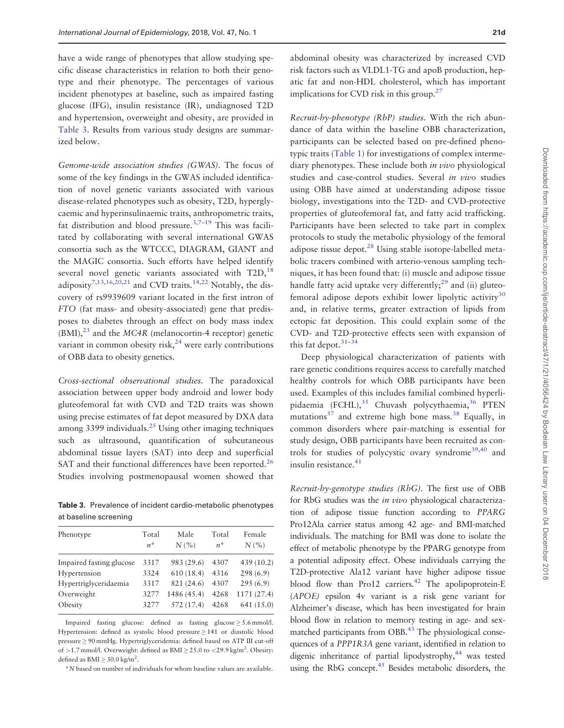have a wide range of phenotypes that allow studying specific disease characteristics in relation to both their genotype and their phenotype. The percentages of various incident phenotypes at baseline, such as impaired fasting glucose (IFG), insulin resistance (IR), undiagnosed T2D and hypertension, overweight and obesity, are provided in Table 3. Results from various study designs are summarized below.

*Genome-wide association studies (GWAS).* The focus of some of the key findings in the GWAS included identification of novel genetic variants associated with various disease-related phenotypes such as obesity, T2D, hyperglycaemic and hyperinsulinaemic traits, anthropometric traits, fat distribution and blood pressure.[3,7–19] This was facilitated by collaborating with several international GWAS consortia such as the WTCCC, DIAGRAM, GIANT and the MAGIC consortia. Such efforts have helped identify several novel genetic variants associated with T2D,[18] adiposity[7,13,16,20,21] and CVD traits.[14,22] Notably, the discovery of rs9939609 variant located in the first intron of *FTO* (fat mass- and obesity-associated) gene that predisposes to diabetes through an effect on body mass index (BMI),[23] and the *MC4R* (melanocortin-4 receptor) genetic variant in common obesity risk,[24] were early contributions of OBB data to obesity genetics.

*Cross-sectional observational studies.* The paradoxical association between upper body android and lower body gluteofemoral fat with CVD and T2D traits was shown using precise estimates of fat depot measured by DXA data among 3399 individuals.[25] Using other imaging techniques such as ultrasound, quantification of subcutaneous abdominal tissue layers (SAT) into deep and superficial SAT and their functional differences have been reported.[26] Studies involving postmenopausal women showed that abdominal obesity was characterized by increased CVD risk factors such as VLDL1-TG and apoB production, hepatic fat and non-HDL cholesterol, which has important implications for CVD risk in this group.[27]

*Recruit-by-phenotype (RbP) studies.* With the rich abundance of data within the baseline OBB characterization, participants can be selected based on pre-defined phenotypic traits (Table 1) for investigations of complex intermediary phenotypes. These include both *in vivo* physiological studies and case-control studies. Several *in vivo* studies using OBB have aimed at understanding adipose tissue biology, investigations into the T2D- and CVD-protective properties of gluteofemoral fat, and fatty acid trafficking. Participants have been selected to take part in complex protocols to study the metabolic physiology of the femoral adipose tissue depot.[28] Using stable isotope-labelled metabolic tracers combined with arterio-venous sampling techniques, it has been found that: (i) muscle and adipose tissue handle fatty acid uptake very differently;[29] and (ii) gluteofemoral adipose depots exhibit lower lipolytic activity[30] and, in relative terms, greater extraction of lipids from ectopic fat deposition. This could explain some of the CVD- and T2D-protective effects seen with expansion of this fat depot.[31–34]

Deep physiological characterization of patients with rare genetic conditions requires access to carefully matched healthy controls for which OBB participants have been used. Examples of this includes familial combined hyperlipidaemia (FCHL),[35] Chuvash polycythaemia,[36] PTEN mutations[37] and extreme high bone mass.[38] Equally, in common disorders where pair-matching is essential for study design, OBB participants have been recruited as controls for studies of polycystic ovary syndrome[39,40] and insulin resistance.[41]

*Recruit-by-genotype studies (RbG).* The first use of OBB for RbG studies was the *in vivo* physiological characterization of adipose tissue function according to *PPARG* Pro12Ala carrier status among 42 age- and BMI-matched individuals. The matching for BMI was done to isolate the effect of metabolic phenotype by the PPARG genotype from a potential adiposity effect. Obese individuals carrying the T2D-protective Ala12 variant have higher adipose tissue blood flow than Pro12 carriers.[42] The apolipoprotein-E (*APOE*) epsilon 4v variant is a risk gene variant for Alzheimer's disease, which has been investigated for brain blood flow in relation to memory testing in age- and sex-matched participants from OBB.[43] The physiological consequences of a *PPP1R3A* gene variant, identified in relation to digenic inheritance of partial lipodystrophy,[44] was tested using the RbG concept.[45] Besides metabolic disorders, the

**Table 3.** Prevalence of incident cardio-metabolic phenotypes at baseline screening

| Phenotype | Total $n^*$ | Male $N$ (%) | Total $n^*$ | Female $N$ (%) |
|---|---|---|---|---|
| Impaired fasting glucose | 3317 | 983 (29.6) | 4307 | 439 (10.2) |
| Hypertension | 3324 | 610 (18.4) | 4316 | 298 (6.9) |
| Hypertriglyceridaemia | 3317 | 821 (24.6) | 4307 | 295 (6.9) |
| Overweight | 3277 | 1486 (45.4) | 4268 | 1171 (27.4) |
| Obesity | 3277 | 572 (17.4) | 4268 | 641 (15.0) |

Impaired fasting glucose: defined as fasting glucose ≥ 5.6 mmol/l. Hypertension: defined as systolic blood pressure ≥ 141 or diastolic blood pressure ≥ 90 mmHg. Hypertriglyceridemia: defined based on ATP III cut-off of >1.7 mmol/l. Overweight: defined as BMI ≥ 25.0 to <29.9 kg/m$^2$. Obesity: defined as BMI ≥ 30.0 kg/m$^2$.

*N based on number of individuals for whom baseline values are available.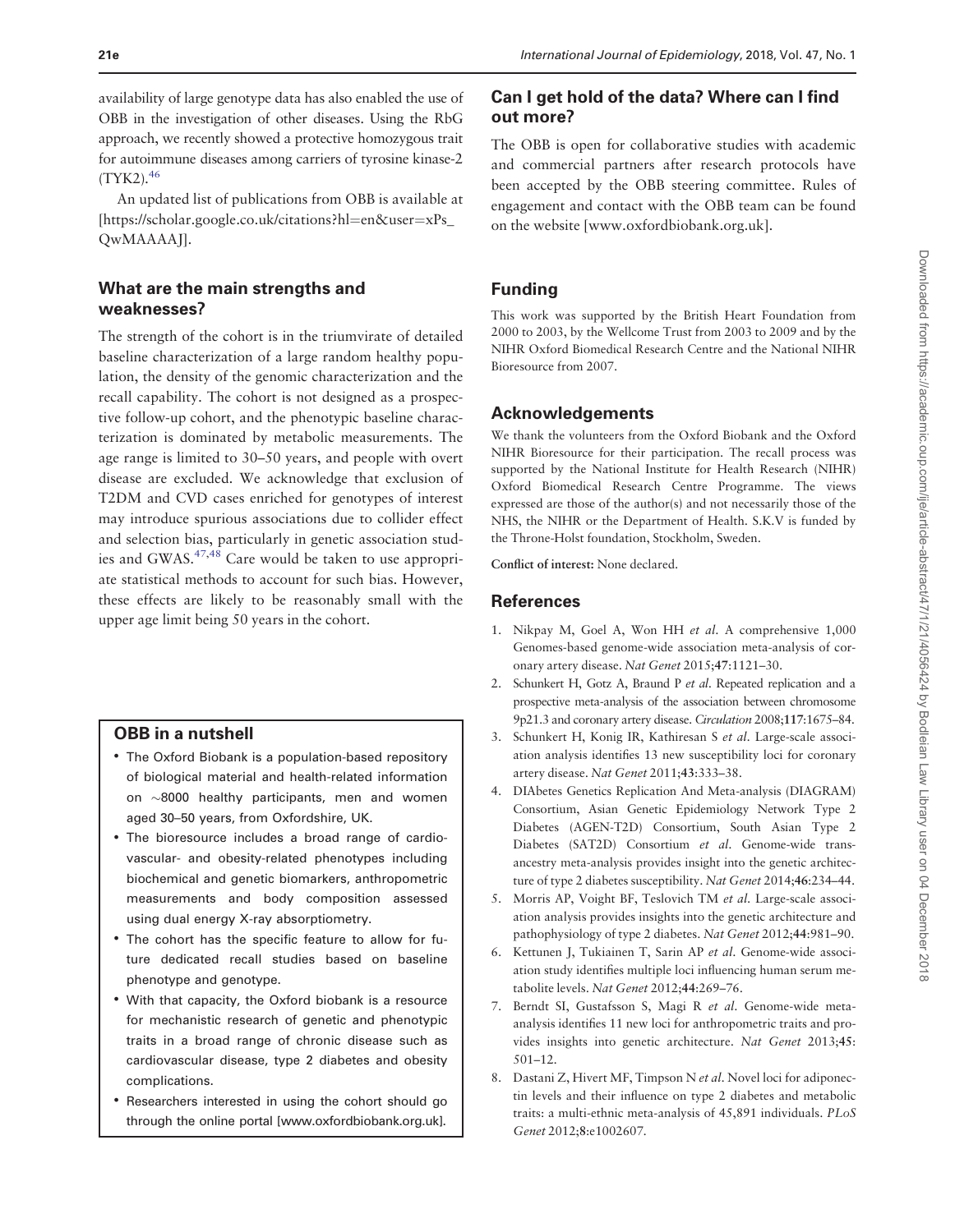availability of large genotype data has also enabled the use of OBB in the investigation of other diseases. Using the RbG approach, we recently showed a protective homozygous trait for autoimmune diseases among carriers of tyrosine kinase-2 (TYK2).[46]

An updated list of publications from OBB is available at [https://scholar.google.co.uk/citations?hl=en&user=xPs_QwMAAAAJ].

## What are the main strengths and weaknesses?

The strength of the cohort is in the triumvirate of detailed baseline characterization of a large random healthy population, the density of the genomic characterization and the recall capability. The cohort is not designed as a prospective follow-up cohort, and the phenotypic baseline characterization is dominated by metabolic measurements. The age range is limited to 30–50 years, and people with overt disease are excluded. We acknowledge that exclusion of T2DM and CVD cases enriched for genotypes of interest may introduce spurious associations due to collider effect and selection bias, particularly in genetic association studies and GWAS.[47,48] Care would be taken to use appropriate statistical methods to account for such bias. However, these effects are likely to be reasonably small with the upper age limit being 50 years in the cohort.

### OBB in a nutshell

- The Oxford Biobank is a population-based repository of biological material and health-related information on ~8000 healthy participants, men and women aged 30–50 years, from Oxfordshire, UK.
- The bioresource includes a broad range of cardiovascular- and obesity-related phenotypes including biochemical and genetic biomarkers, anthropometric measurements and body composition assessed using dual energy X-ray absorptiometry.
- The cohort has the specific feature to allow for future dedicated recall studies based on baseline phenotype and genotype.
- With that capacity, the Oxford biobank is a resource for mechanistic research of genetic and phenotypic traits in a broad range of chronic disease such as cardiovascular disease, type 2 diabetes and obesity complications.
- Researchers interested in using the cohort should go through the online portal [www.oxfordbiobank.org.uk].

## Can I get hold of the data? Where can I find out more?

The OBB is open for collaborative studies with academic and commercial partners after research protocols have been accepted by the OBB steering committee. Rules of engagement and contact with the OBB team can be found on the website [www.oxfordbiobank.org.uk].

## Funding

This work was supported by the British Heart Foundation from 2000 to 2003, by the Wellcome Trust from 2003 to 2009 and by the NIHR Oxford Biomedical Research Centre and the National NIHR Bioresource from 2007.

## Acknowledgements

We thank the volunteers from the Oxford Biobank and the Oxford NIHR Bioresource for their participation. The recall process was supported by the National Institute for Health Research (NIHR) Oxford Biomedical Research Centre Programme. The views expressed are those of the author(s) and not necessarily those of the NHS, the NIHR or the Department of Health. S.K.V is funded by the Throne-Holst foundation, Stockholm, Sweden.

**Conflict of interest:** None declared.

## References

1. Nikpay M, Goel A, Won HH *et al*. A comprehensive 1,000 Genomes-based genome-wide association meta-analysis of coronary artery disease. *Nat Genet* 2015;**47**:1121–30.
2. Schunkert H, Gotz A, Braund P *et al*. Repeated replication and a prospective meta-analysis of the association between chromosome 9p21.3 and coronary artery disease. *Circulation* 2008;**117**:1675–84.
3. Schunkert H, Konig IR, Kathiresan S *et al*. Large-scale association analysis identifies 13 new susceptibility loci for coronary artery disease. *Nat Genet* 2011;**43**:333–38.
4. DIAbetes Genetics Replication And Meta-analysis (DIAGRAM) Consortium, Asian Genetic Epidemiology Network Type 2 Diabetes (AGEN-T2D) Consortium, South Asian Type 2 Diabetes (SAT2D) Consortium *et al*. Genome-wide trans-ancestry meta-analysis provides insight into the genetic architecture of type 2 diabetes susceptibility. *Nat Genet* 2014;**46**:234–44.
5. Morris AP, Voight BF, Teslovich TM *et al*. Large-scale association analysis provides insights into the genetic architecture and pathophysiology of type 2 diabetes. *Nat Genet* 2012;**44**:981–90.
6. Kettunen J, Tukiainen T, Sarin AP *et al*. Genome-wide association study identifies multiple loci influencing human serum metabolite levels. *Nat Genet* 2012;**44**:269–76.
7. Berndt SI, Gustafsson S, Magi R *et al*. Genome-wide meta-analysis identifies 11 new loci for anthropometric traits and provides insights into genetic architecture. *Nat Genet* 2013;**45**:501–12.
8. Dastani Z, Hivert MF, Timpson N *et al*. Novel loci for adiponectin levels and their influence on type 2 diabetes and metabolic traits: a multi-ethnic meta-analysis of 45,891 individuals. *PLoS Genet* 2012;**8**:e1002607.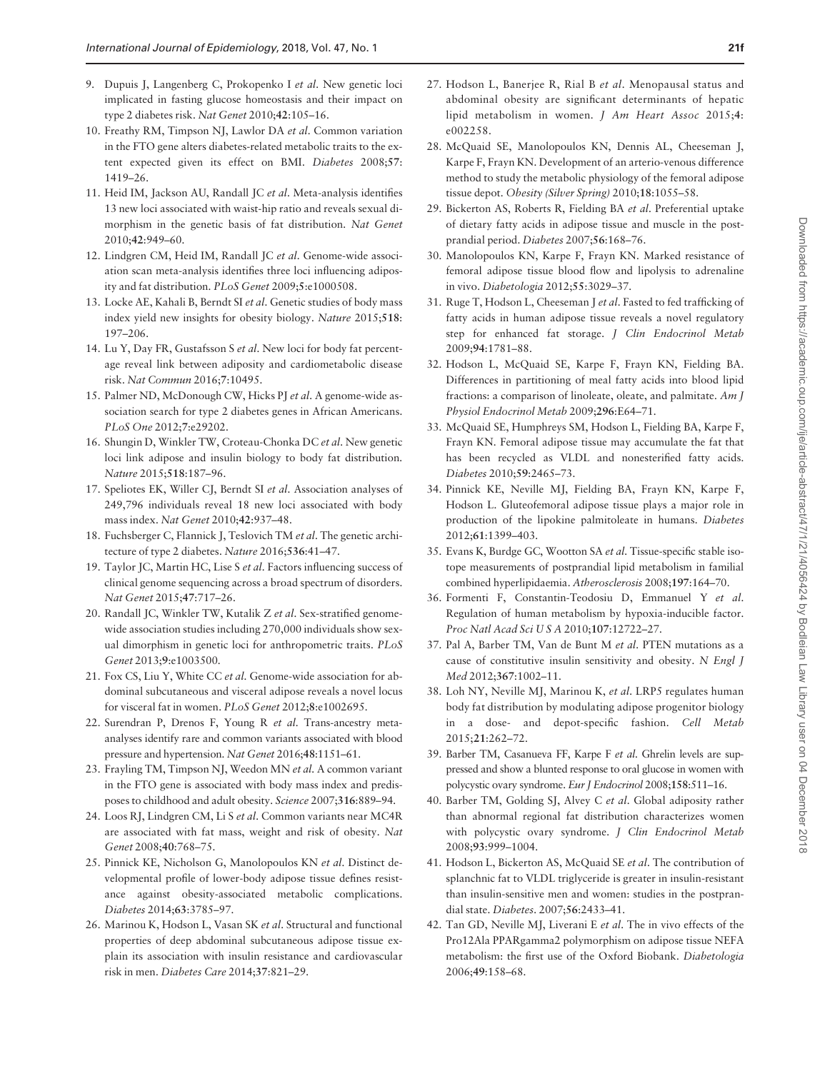9. Dupuis J, Langenberg C, Prokopenko I *et al*. New genetic loci implicated in fasting glucose homeostasis and their impact on type 2 diabetes risk. *Nat Genet* 2010;**42**:105–16.
10. Freathy RM, Timpson NJ, Lawlor DA *et al*. Common variation in the FTO gene alters diabetes-related metabolic traits to the extent expected given its effect on BMI. *Diabetes* 2008;**57**: 1419–26.
11. Heid IM, Jackson AU, Randall JC *et al*. Meta-analysis identifies 13 new loci associated with waist-hip ratio and reveals sexual dimorphism in the genetic basis of fat distribution. *Nat Genet* 2010;**42**:949–60.
12. Lindgren CM, Heid IM, Randall JC *et al*. Genome-wide association scan meta-analysis identifies three loci influencing adiposity and fat distribution. *PLoS Genet* 2009;**5**:e1000508.
13. Locke AE, Kahali B, Berndt SI *et al*. Genetic studies of body mass index yield new insights for obesity biology. *Nature* 2015;**518**: 197–206.
14. Lu Y, Day FR, Gustafsson S *et al*. New loci for body fat percentage reveal link between adiposity and cardiometabolic disease risk. *Nat Commun* 2016;**7**:10495.
15. Palmer ND, McDonough CW, Hicks PJ *et al*. A genome-wide association search for type 2 diabetes genes in African Americans. *PLoS One* 2012;**7**:e29202.
16. Shungin D, Winkler TW, Croteau-Chonka DC *et al*. New genetic loci link adipose and insulin biology to body fat distribution. *Nature* 2015;**518**:187–96.
17. Speliotes EK, Willer CJ, Berndt SI *et al*. Association analyses of 249,796 individuals reveal 18 new loci associated with body mass index. *Nat Genet* 2010;**42**:937–48.
18. Fuchsberger C, Flannick J, Teslovich TM *et al*. The genetic architecture of type 2 diabetes. *Nature* 2016;**536**:41–47.
19. Taylor JC, Martin HC, Lise S *et al*. Factors influencing success of clinical genome sequencing across a broad spectrum of disorders. *Nat Genet* 2015;**47**:717–26.
20. Randall JC, Winkler TW, Kutalik Z *et al*. Sex-stratified genome-wide association studies including 270,000 individuals show sexual dimorphism in genetic loci for anthropometric traits. *PLoS Genet* 2013;**9**:e1003500.
21. Fox CS, Liu Y, White CC *et al*. Genome-wide association for abdominal subcutaneous and visceral adipose reveals a novel locus for visceral fat in women. *PLoS Genet* 2012;**8**:e1002695.
22. Surendran P, Drenos F, Young R *et al*. Trans-ancestry meta-analyses identify rare and common variants associated with blood pressure and hypertension. *Nat Genet* 2016;**48**:1151–61.
23. Frayling TM, Timpson NJ, Weedon MN *et al*. A common variant in the FTO gene is associated with body mass index and predisposes to childhood and adult obesity. *Science* 2007;**316**:889–94.
24. Loos RJ, Lindgren CM, Li S *et al*. Common variants near MC4R are associated with fat mass, weight and risk of obesity. *Nat Genet* 2008;**40**:768–75.
25. Pinnick KE, Nicholson G, Manolopoulos KN *et al*. Distinct developmental profile of lower-body adipose tissue defines resistance against obesity-associated metabolic complications. *Diabetes* 2014;**63**:3785–97.
26. Marinou K, Hodson L, Vasan SK *et al*. Structural and functional properties of deep abdominal subcutaneous adipose tissue explain its association with insulin resistance and cardiovascular risk in men. *Diabetes Care* 2014;**37**:821–29.
27. Hodson L, Banerjee R, Rial B *et al*. Menopausal status and abdominal obesity are significant determinants of hepatic lipid metabolism in women. *J Am Heart Assoc* 2015;**4**: e002258.
28. McQuaid SE, Manolopoulos KN, Dennis AL, Cheeseman J, Karpe F, Frayn KN. Development of an arterio-venous difference method to study the metabolic physiology of the femoral adipose tissue depot. *Obesity (Silver Spring)* 2010;**18**:1055–58.
29. Bickerton AS, Roberts R, Fielding BA *et al*. Preferential uptake of dietary fatty acids in adipose tissue and muscle in the postprandial period. *Diabetes* 2007;**56**:168–76.
30. Manolopoulos KN, Karpe F, Frayn KN. Marked resistance of femoral adipose tissue blood flow and lipolysis to adrenaline in vivo. *Diabetologia* 2012;**55**:3029–37.
31. Ruge T, Hodson L, Cheeseman J *et al*. Fasted to fed trafficking of fatty acids in human adipose tissue reveals a novel regulatory step for enhanced fat storage. *J Clin Endocrinol Metab* 2009;**94**:1781–88.
32. Hodson L, McQuaid SE, Karpe F, Frayn KN, Fielding BA. Differences in partitioning of meal fatty acids into blood lipid fractions: a comparison of linoleate, oleate, and palmitate. *Am J Physiol Endocrinol Metab* 2009;**296**:E64–71.
33. McQuaid SE, Humphreys SM, Hodson L, Fielding BA, Karpe F, Frayn KN. Femoral adipose tissue may accumulate the fat that has been recycled as VLDL and nonesterified fatty acids. *Diabetes* 2010;**59**:2465–73.
34. Pinnick KE, Neville MJ, Fielding BA, Frayn KN, Karpe F, Hodson L. Gluteofemoral adipose tissue plays a major role in production of the lipokine palmitoleate in humans. *Diabetes* 2012;**61**:1399–403.
35. Evans K, Burdge GC, Wootton SA *et al*. Tissue-specific stable isotope measurements of postprandial lipid metabolism in familial combined hyperlipidaemia. *Atherosclerosis* 2008;**197**:164–70.
36. Formenti F, Constantin-Teodosiu D, Emmanuel Y *et al*. Regulation of human metabolism by hypoxia-inducible factor. *Proc Natl Acad Sci U S A* 2010;**107**:12722–27.
37. Pal A, Barber TM, Van de Bunt M *et al*. PTEN mutations as a cause of constitutive insulin sensitivity and obesity. *N Engl J Med* 2012;**367**:1002–11.
38. Loh NY, Neville MJ, Marinou K, *et al*. LRP5 regulates human body fat distribution by modulating adipose progenitor biology in a dose- and depot-specific fashion. *Cell Metab* 2015;**21**:262–72.
39. Barber TM, Casanueva FF, Karpe F *et al*. Ghrelin levels are suppressed and show a blunted response to oral glucose in women with polycystic ovary syndrome. *Eur J Endocrinol* 2008;**158**:511–16.
40. Barber TM, Golding SJ, Alvey C *et al*. Global adiposity rather than abnormal regional fat distribution characterizes women with polycystic ovary syndrome. *J Clin Endocrinol Metab* 2008;**93**:999–1004.
41. Hodson L, Bickerton AS, McQuaid SE *et al*. The contribution of splanchnic fat to VLDL triglyceride is greater in insulin-resistant than insulin-sensitive men and women: studies in the postprandial state. *Diabetes*. 2007;**56**:2433–41.
42. Tan GD, Neville MJ, Liverani E *et al*. The in vivo effects of the Pro12Ala PPARgamma2 polymorphism on adipose tissue NEFA metabolism: the first use of the Oxford Biobank. *Diabetologia* 2006;**49**:158–68.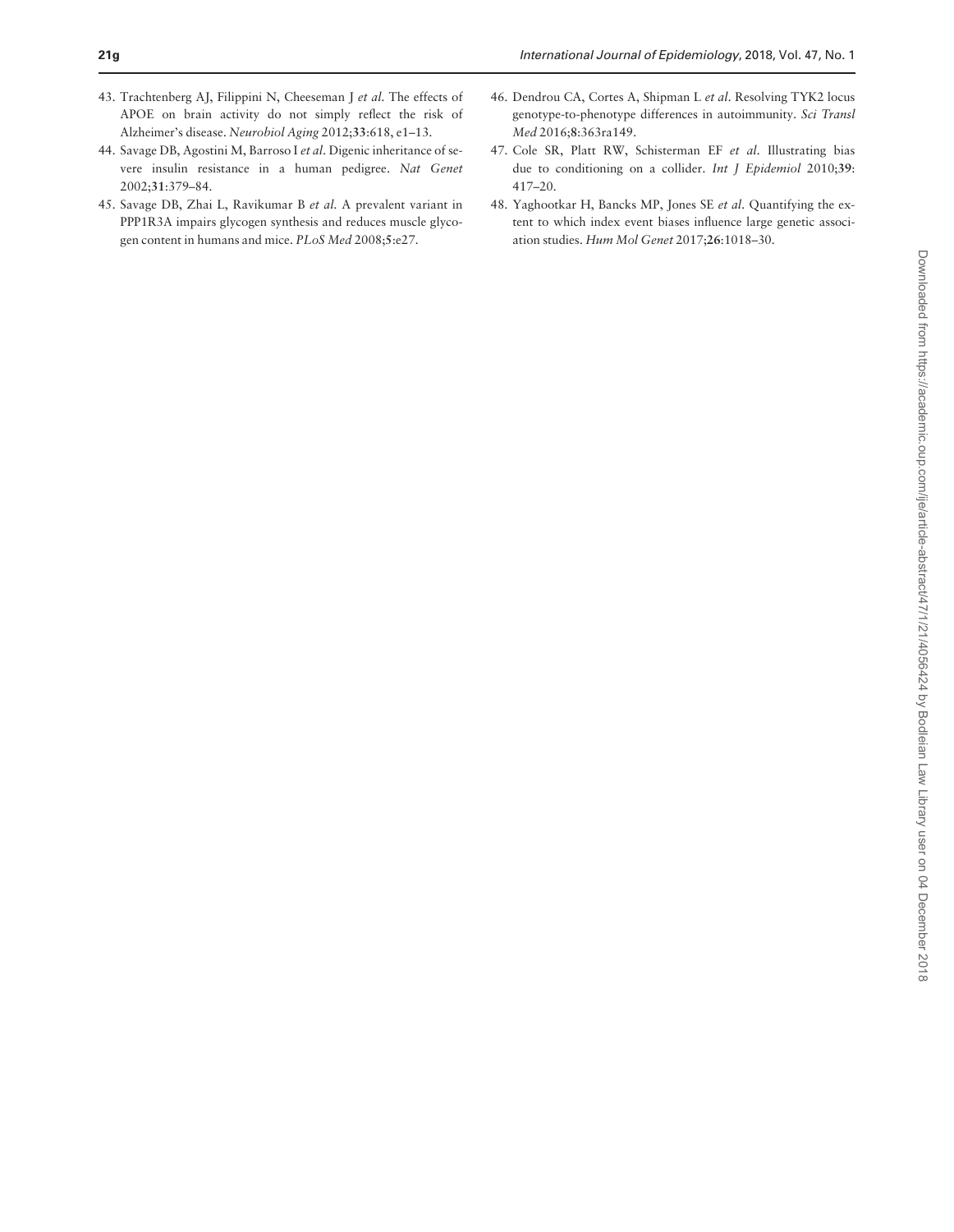43. Trachtenberg AJ, Filippini N, Cheeseman J *et al*. The effects of APOE on brain activity do not simply reflect the risk of Alzheimer's disease. *Neurobiol Aging* 2012;**33**:618, e1–13.
44. Savage DB, Agostini M, Barroso I *et al*. Digenic inheritance of severe insulin resistance in a human pedigree. *Nat Genet* 2002;**31**:379–84.
45. Savage DB, Zhai L, Ravikumar B *et al*. A prevalent variant in PPP1R3A impairs glycogen synthesis and reduces muscle glycogen content in humans and mice. *PLoS Med* 2008;**5**:e27.
46. Dendrou CA, Cortes A, Shipman L *et al*. Resolving TYK2 locus genotype-to-phenotype differences in autoimmunity. *Sci Transl Med* 2016;**8**:363ra149.
47. Cole SR, Platt RW, Schisterman EF *et al*. Illustrating bias due to conditioning on a collider. *Int J Epidemiol* 2010;**39**: 417–20.
48. Yaghootkar H, Bancks MP, Jones SE *et al*. Quantifying the extent to which index event biases influence large genetic association studies. *Hum Mol Genet* 2017;**26**:1018–30.